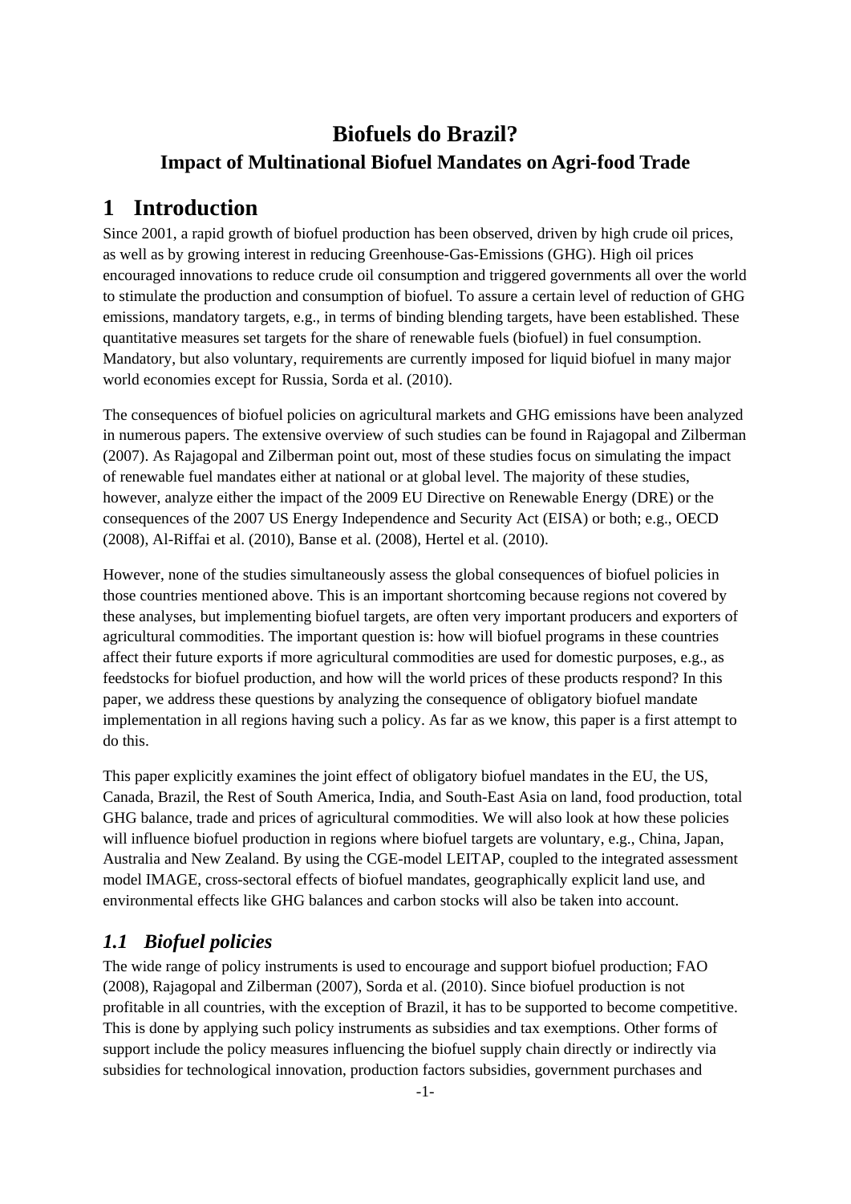# Biofuels do Brazil?

### Impact of Multinational Biofuel Mandates on Agri-food Trade

## 1 Introduction

Since 2001, a rapid growth of biofuel production has been observed, driven by high crude oil prices, as well as by growing interest in reducing Greenhouse-Gas-Emissions (GHG). High oil prices encouraged innovations to reduce crude oil consumption and triggered governments all over the world to stimulate the production and consumption of biofuel. To assure a certain level of reduction of GHG emissions, mandatory targets, e.g., in terms of binding blending targets, have been established. These quantitative measures set targets for the share of renewable fuels (biofuel) in fuel consumption. Mandatory, but also voluntary, requirements are currently imposed for liquid biofuel in many major world economies except for Russia, Sorda et al. (2010).

The consequences of biofuel policies on agricultural markets and GHG emissions have been analyzed in numerous papers. The extensive overview of such studies can be found in Rajagopal and Zilberman (2007). As Rajagopal and Zilberman point out, most of these studies focus on simulating the impact of renewable fuel mandates either at national or at global level. The majority of these studies, however, analyze either the impact of the 2009 EU Directive on Renewable Energy (DRE) or the consequences of the 2007 US Energy Independence and Security Act (EISA) or both; e.g., OECD (2008), Al-Riffai et al. (2010), Banse et al. (2008), Hertel et al. (2010).

However, none of the studies simultaneously assess the global consequences of biofuel policies in those countries mentioned above. This is an important shortcoming because regions not covered by these analyses, but implementing biofuel targets, are often very important producers and exporters of agricultural commodities. The important question is: how will biofuel programs in these countries affect their future exports if more agricultural commodities are used for domestic purposes, e.g., as feedstocks for biofuel production, and how will the world prices of these products respond? In this paper, we address these questions by analyzing the consequence of obligatory biofuel mandate implementation in all regions having such a policy. As far as we know, this paper is a first attempt to do this.

This paper explicitly examines the joint effect of obligatory biofuel mandates in the EU, the US, Canada, Brazil, the Rest of South America, India, and South-East Asia on land, food production, total GHG balance, trade and prices of agricultural commodities. We will also look at how these policies will influence biofuel production in regions where biofuel targets are voluntary, e.g., China, Japan, Australia and New Zealand. By using the CGE-model LEITAP, coupled to the integrated assessment model IMAGE, cross-sectoral effects of biofuel mandates, geographically explicit land use, and environmental effects like GHG balances and carbon stocks will also be taken into account.

### *1.1 Biofuel policies*

The wide range of policy instruments is used to encourage and support biofuel production; FAO (2008), Rajagopal and Zilberman (2007), Sorda et al. (2010). Since biofuel production is not profitable in all countries, with the exception of Brazil, it has to be supported to become competitive. This is done by applying such policy instruments as subsidies and tax exemptions. Other forms of support include the policy measures influencing the biofuel supply chain directly or indirectly via subsidies for technological innovation, production factors subsidies, government purchases and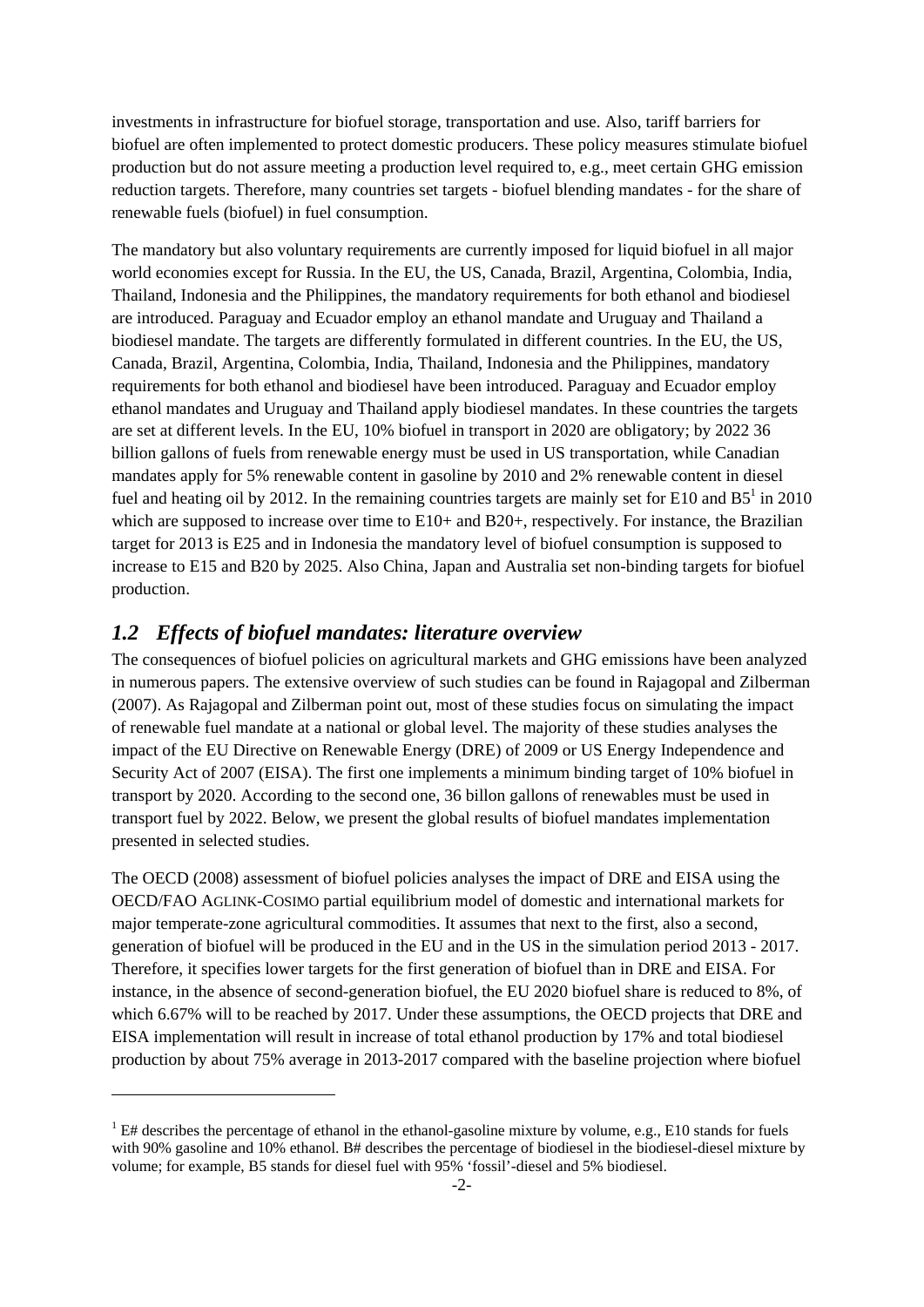investments in infrastructure for biofuel storage, transportation and use. Also, tariff barriers for biofuel are often implemented to protect domestic producers. These policy measures stimulate biofuel production but do not assure meeting a production level required to, e.g., meet certain GHG emission reduction targets. Therefore, many countries set targets - biofuel blending mandates - for the share of renewable fuels (biofuel) in fuel consumption.

The mandatory but also voluntary requirements are currently imposed for liquid biofuel in all major world economies except for Russia. In the EU, the US, Canada, Brazil, Argentina, Colombia, India, Thailand, Indonesia and the Philippines, the mandatory requirements for both ethanol and biodiesel are introduced. Paraguay and Ecuador employ an ethanol mandate and Uruguay and Thailand a biodiesel mandate. The targets are differently formulated in different countries. In the EU, the US, Canada, Brazil, Argentina, Colombia, India, Thailand, Indonesia and the Philippines, mandatory requirements for both ethanol and biodiesel have been introduced. Paraguay and Ecuador employ ethanol mandates and Uruguay and Thailand apply biodiesel mandates. In these countries the targets are set at different levels. In the EU, 10% biofuel in transport in 2020 are obligatory; by 2022 36 billion gallons of fuels from renewable energy must be used in US transportation, while Canadian mandates apply for 5% renewable content in gasoline by 2010 and 2% renewable content in diesel fuel and heating oil by 2012. In the remaining countries targets are mainly set for E10 and B5[1] in 2010 which are supposed to increase over time to E10+ and B20+, respectively. For instance, the Brazilian target for 2013 is E25 and in Indonesia the mandatory level of biofuel consumption is supposed to increase to E15 and B20 by 2025. Also China, Japan and Australia set non-binding targets for biofuel production.

## *1.2 Effects of biofuel mandates: literature overview*

The consequences of biofuel policies on agricultural markets and GHG emissions have been analyzed in numerous papers. The extensive overview of such studies can be found in Rajagopal and Zilberman (2007). As Rajagopal and Zilberman point out, most of these studies focus on simulating the impact of renewable fuel mandate at a national or global level. The majority of these studies analyses the impact of the EU Directive on Renewable Energy (DRE) of 2009 or US Energy Independence and Security Act of 2007 (EISA). The first one implements a minimum binding target of 10% biofuel in transport by 2020. According to the second one, 36 billon gallons of renewables must be used in transport fuel by 2022. Below, we present the global results of biofuel mandates implementation presented in selected studies.

The OECD (2008) assessment of biofuel policies analyses the impact of DRE and EISA using the OECD/FAO AGLINK-COSIMO partial equilibrium model of domestic and international markets for major temperate-zone agricultural commodities. It assumes that next to the first, also a second, generation of biofuel will be produced in the EU and in the US in the simulation period 2013 - 2017. Therefore, it specifies lower targets for the first generation of biofuel than in DRE and EISA. For instance, in the absence of second-generation biofuel, the EU 2020 biofuel share is reduced to 8%, of which 6.67% will to be reached by 2017. Under these assumptions, the OECD projects that DRE and EISA implementation will result in increase of total ethanol production by 17% and total biodiesel production by about 75% average in 2013-2017 compared with the baseline projection where biofuel

[1] E# describes the percentage of ethanol in the ethanol-gasoline mixture by volume, e.g., E10 stands for fuels with 90% gasoline and 10% ethanol. B# describes the percentage of biodiesel in the biodiesel-diesel mixture by volume; for example, B5 stands for diesel fuel with 95% 'fossil'-diesel and 5% biodiesel.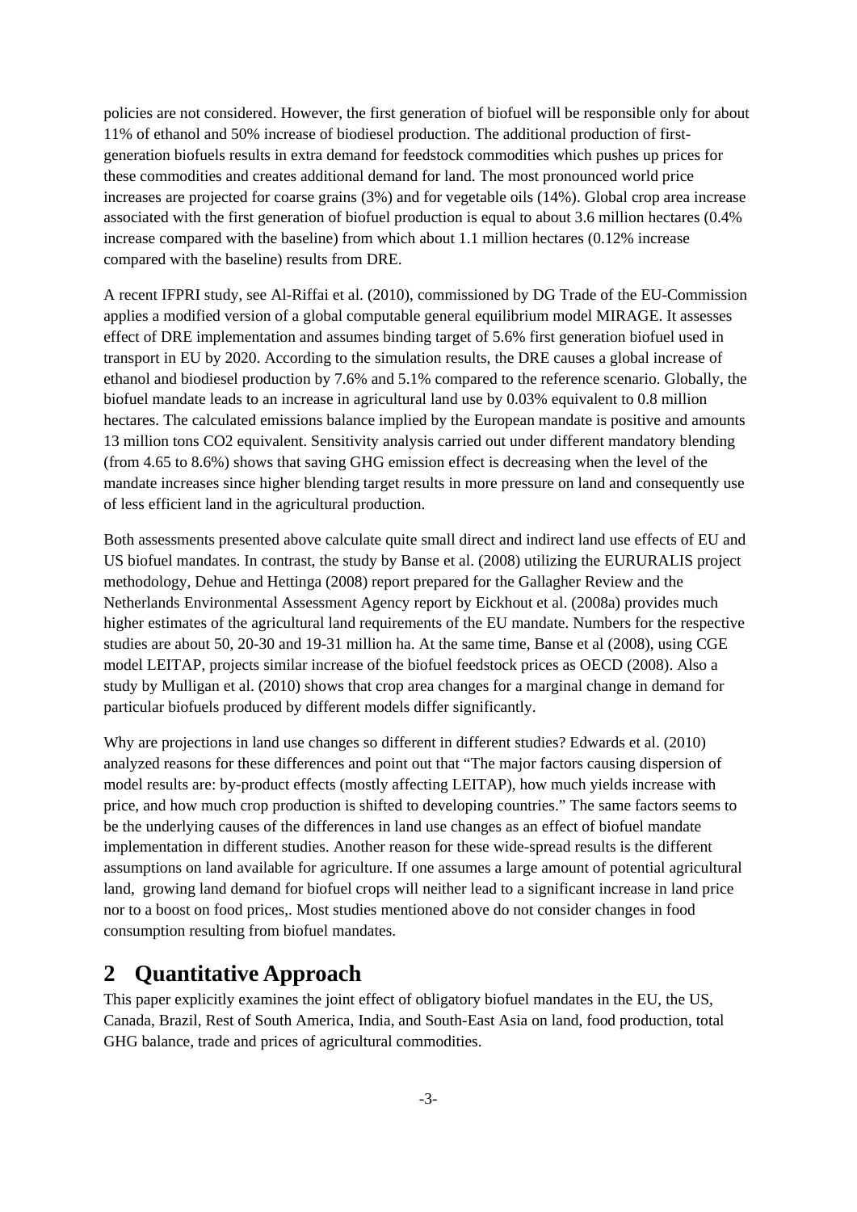policies are not considered. However, the first generation of biofuel will be responsible only for about 11% of ethanol and 50% increase of biodiesel production. The additional production of first-generation biofuels results in extra demand for feedstock commodities which pushes up prices for these commodities and creates additional demand for land. The most pronounced world price increases are projected for coarse grains (3%) and for vegetable oils (14%). Global crop area increase associated with the first generation of biofuel production is equal to about 3.6 million hectares (0.4% increase compared with the baseline) from which about 1.1 million hectares (0.12% increase compared with the baseline) results from DRE.

A recent IFPRI study, see Al-Riffai et al. (2010), commissioned by DG Trade of the EU-Commission applies a modified version of a global computable general equilibrium model MIRAGE. It assesses effect of DRE implementation and assumes binding target of 5.6% first generation biofuel used in transport in EU by 2020. According to the simulation results, the DRE causes a global increase of ethanol and biodiesel production by 7.6% and 5.1% compared to the reference scenario. Globally, the biofuel mandate leads to an increase in agricultural land use by 0.03% equivalent to 0.8 million hectares. The calculated emissions balance implied by the European mandate is positive and amounts 13 million tons CO2 equivalent. Sensitivity analysis carried out under different mandatory blending (from 4.65 to 8.6%) shows that saving GHG emission effect is decreasing when the level of the mandate increases since higher blending target results in more pressure on land and consequently use of less efficient land in the agricultural production.

Both assessments presented above calculate quite small direct and indirect land use effects of EU and US biofuel mandates. In contrast, the study by Banse et al. (2008) utilizing the EURURALIS project methodology, Dehue and Hettinga (2008) report prepared for the Gallagher Review and the Netherlands Environmental Assessment Agency report by Eickhout et al. (2008a) provides much higher estimates of the agricultural land requirements of the EU mandate. Numbers for the respective studies are about 50, 20-30 and 19-31 million ha. At the same time, Banse et al (2008), using CGE model LEITAP, projects similar increase of the biofuel feedstock prices as OECD (2008). Also a study by Mulligan et al. (2010) shows that crop area changes for a marginal change in demand for particular biofuels produced by different models differ significantly.

Why are projections in land use changes so different in different studies? Edwards et al. (2010) analyzed reasons for these differences and point out that "The major factors causing dispersion of model results are: by-product effects (mostly affecting LEITAP), how much yields increase with price, and how much crop production is shifted to developing countries." The same factors seems to be the underlying causes of the differences in land use changes as an effect of biofuel mandate implementation in different studies. Another reason for these wide-spread results is the different assumptions on land available for agriculture. If one assumes a large amount of potential agricultural land, growing land demand for biofuel crops will neither lead to a significant increase in land price nor to a boost on food prices,. Most studies mentioned above do not consider changes in food consumption resulting from biofuel mandates.

# 2 Quantitative Approach

This paper explicitly examines the joint effect of obligatory biofuel mandates in the EU, the US, Canada, Brazil, Rest of South America, India, and South-East Asia on land, food production, total GHG balance, trade and prices of agricultural commodities.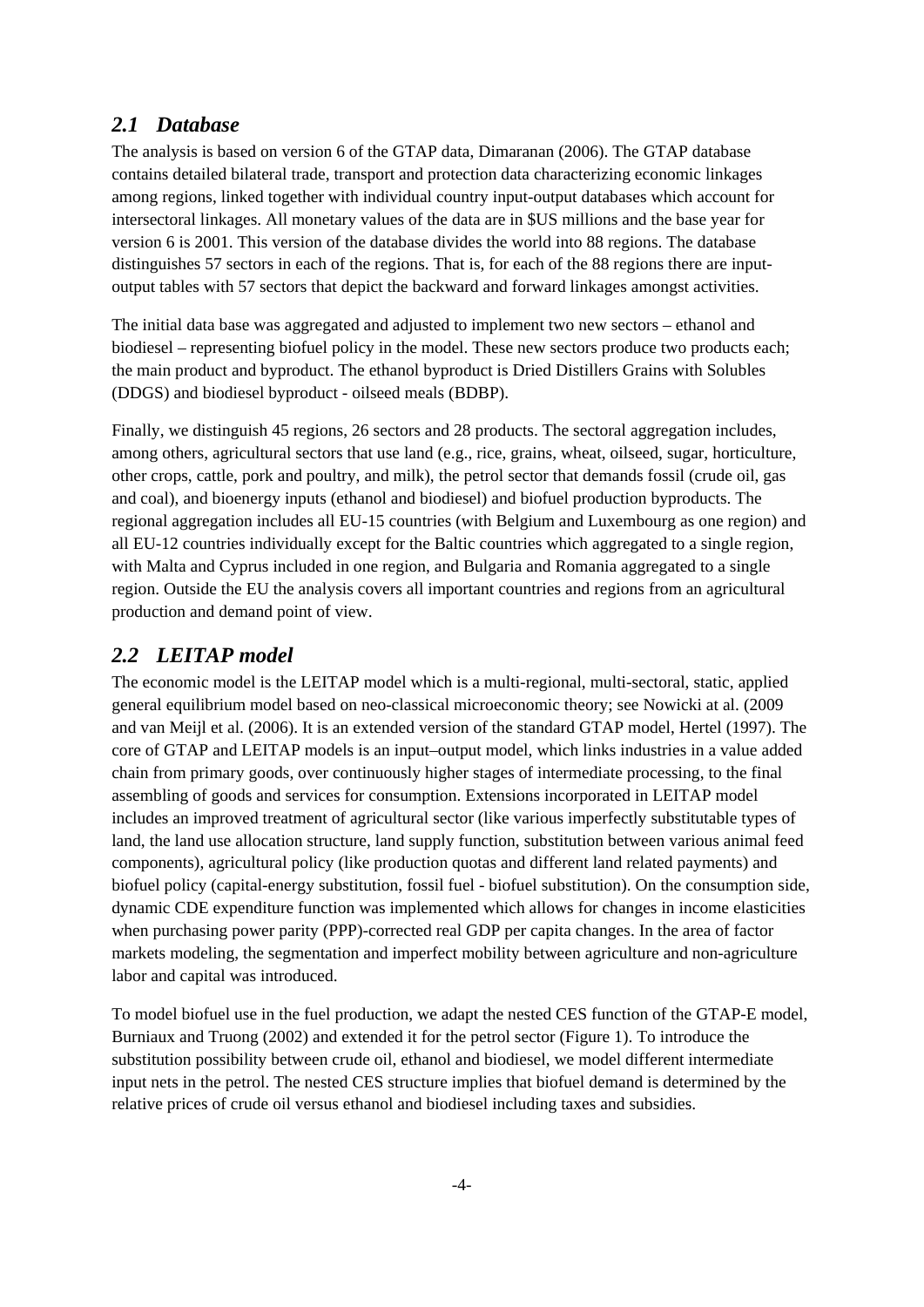## *2.1 Database*

The analysis is based on version 6 of the GTAP data, Dimaranan (2006). The GTAP database contains detailed bilateral trade, transport and protection data characterizing economic linkages among regions, linked together with individual country input-output databases which account for intersectoral linkages. All monetary values of the data are in $US millions and the base year for version 6 is 2001. This version of the database divides the world into 88 regions. The database distinguishes 57 sectors in each of the regions. That is, for each of the 88 regions there are input-output tables with 57 sectors that depict the backward and forward linkages amongst activities.

The initial data base was aggregated and adjusted to implement two new sectors – ethanol and biodiesel – representing biofuel policy in the model. These new sectors produce two products each; the main product and byproduct. The ethanol byproduct is Dried Distillers Grains with Solubles (DDGS) and biodiesel byproduct - oilseed meals (BDBP).

Finally, we distinguish 45 regions, 26 sectors and 28 products. The sectoral aggregation includes, among others, agricultural sectors that use land (e.g., rice, grains, wheat, oilseed, sugar, horticulture, other crops, cattle, pork and poultry, and milk), the petrol sector that demands fossil (crude oil, gas and coal), and bioenergy inputs (ethanol and biodiesel) and biofuel production byproducts. The regional aggregation includes all EU-15 countries (with Belgium and Luxembourg as one region) and all EU-12 countries individually except for the Baltic countries which aggregated to a single region, with Malta and Cyprus included in one region, and Bulgaria and Romania aggregated to a single region. Outside the EU the analysis covers all important countries and regions from an agricultural production and demand point of view.

## *2.2 LEITAP model*

The economic model is the LEITAP model which is a multi-regional, multi-sectoral, static, applied general equilibrium model based on neo-classical microeconomic theory; see Nowicki at al. (2009 and van Meijl et al. (2006). It is an extended version of the standard GTAP model, Hertel (1997). The core of GTAP and LEITAP models is an input–output model, which links industries in a value added chain from primary goods, over continuously higher stages of intermediate processing, to the final assembling of goods and services for consumption. Extensions incorporated in LEITAP model includes an improved treatment of agricultural sector (like various imperfectly substitutable types of land, the land use allocation structure, land supply function, substitution between various animal feed components), agricultural policy (like production quotas and different land related payments) and biofuel policy (capital-energy substitution, fossil fuel - biofuel substitution). On the consumption side, dynamic CDE expenditure function was implemented which allows for changes in income elasticities when purchasing power parity (PPP)-corrected real GDP per capita changes. In the area of factor markets modeling, the segmentation and imperfect mobility between agriculture and non-agriculture labor and capital was introduced.

To model biofuel use in the fuel production, we adapt the nested CES function of the GTAP-E model, Burniaux and Truong (2002) and extended it for the petrol sector (Figure 1). To introduce the substitution possibility between crude oil, ethanol and biodiesel, we model different intermediate input nets in the petrol. The nested CES structure implies that biofuel demand is determined by the relative prices of crude oil versus ethanol and biodiesel including taxes and subsidies.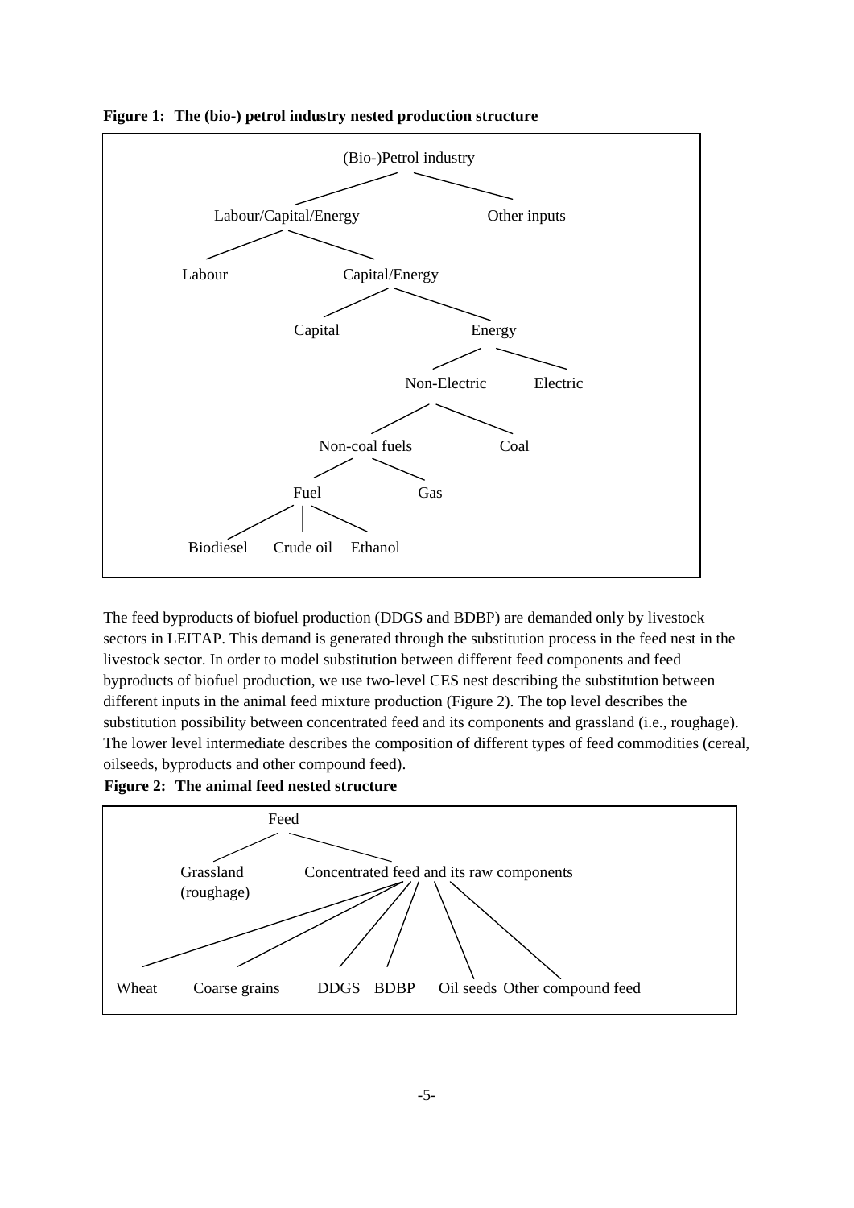**Figure 1: The (bio-) petrol industry nested production structure**

- (Bio-)Petrol industry
  - Labour/Capital/Energy
    - Labour
    - Capital/Energy
      - Capital
      - Energy
        - Non-Electric
          - Non-coal fuels
            - Fuel
              - Biodiesel
              - Crude oil
              - Ethanol
            - Gas
          - Coal
        - Electric
  - Other inputs

The feed byproducts of biofuel production (DDGS and BDBP) are demanded only by livestock sectors in LEITAP. This demand is generated through the substitution process in the feed nest in the livestock sector. In order to model substitution between different feed components and feed byproducts of biofuel production, we use two-level CES nest describing the substitution between different inputs in the animal feed mixture production (Figure 2). The top level describes the substitution possibility between concentrated feed and its components and grassland (i.e., roughage). The lower level intermediate describes the composition of different types of feed commodities (cereal, oilseeds, byproducts and other compound feed).

**Figure 2: The animal feed nested structure**

- Feed
  - Grassland (roughage)
  - Concentrated feed and its raw components
    - Wheat
    - Coarse grains
    - DDGS
    - BDBP
    - Oil seeds
    - Other compound feed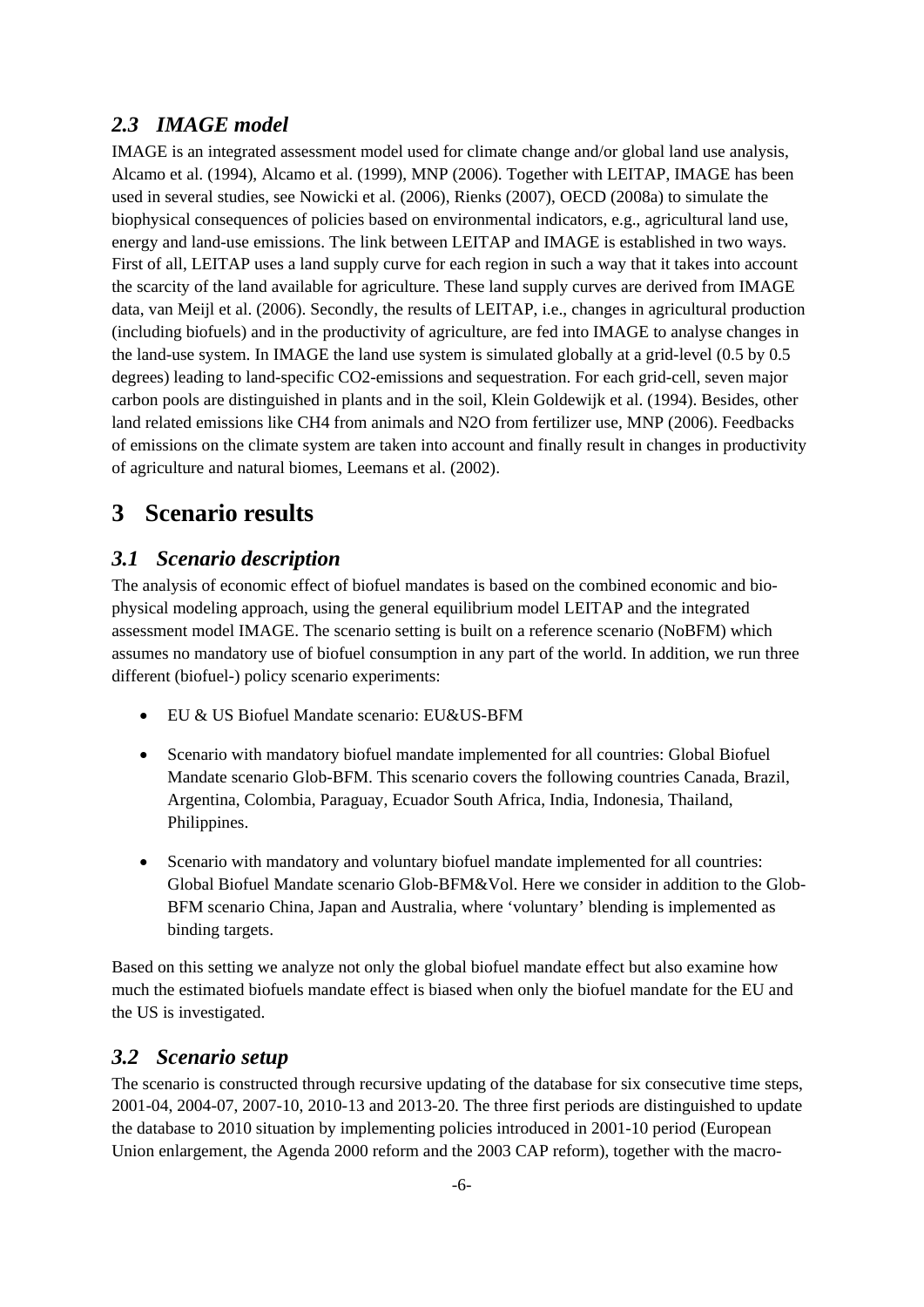### *2.3 IMAGE model*

IMAGE is an integrated assessment model used for climate change and/or global land use analysis, Alcamo et al. (1994), Alcamo et al. (1999), MNP (2006). Together with LEITAP, IMAGE has been used in several studies, see Nowicki et al. (2006), Rienks (2007), OECD (2008a) to simulate the biophysical consequences of policies based on environmental indicators, e.g., agricultural land use, energy and land-use emissions. The link between LEITAP and IMAGE is established in two ways. First of all, LEITAP uses a land supply curve for each region in such a way that it takes into account the scarcity of the land available for agriculture. These land supply curves are derived from IMAGE data, van Meijl et al. (2006). Secondly, the results of LEITAP, i.e., changes in agricultural production (including biofuels) and in the productivity of agriculture, are fed into IMAGE to analyse changes in the land-use system. In IMAGE the land use system is simulated globally at a grid-level (0.5 by 0.5 degrees) leading to land-specific CO2-emissions and sequestration. For each grid-cell, seven major carbon pools are distinguished in plants and in the soil, Klein Goldewijk et al. (1994). Besides, other land related emissions like CH4 from animals and N2O from fertilizer use, MNP (2006). Feedbacks of emissions on the climate system are taken into account and finally result in changes in productivity of agriculture and natural biomes, Leemans et al. (2002).

## 3 Scenario results

### *3.1 Scenario description*

The analysis of economic effect of biofuel mandates is based on the combined economic and bio-physical modeling approach, using the general equilibrium model LEITAP and the integrated assessment model IMAGE. The scenario setting is built on a reference scenario (NoBFM) which assumes no mandatory use of biofuel consumption in any part of the world. In addition, we run three different (biofuel-) policy scenario experiments:

- EU & US Biofuel Mandate scenario: EU&US-BFM
- Scenario with mandatory biofuel mandate implemented for all countries: Global Biofuel Mandate scenario Glob-BFM. This scenario covers the following countries Canada, Brazil, Argentina, Colombia, Paraguay, Ecuador South Africa, India, Indonesia, Thailand, Philippines.
- Scenario with mandatory and voluntary biofuel mandate implemented for all countries: Global Biofuel Mandate scenario Glob-BFM&Vol. Here we consider in addition to the Glob-BFM scenario China, Japan and Australia, where 'voluntary' blending is implemented as binding targets.

Based on this setting we analyze not only the global biofuel mandate effect but also examine how much the estimated biofuels mandate effect is biased when only the biofuel mandate for the EU and the US is investigated.

### *3.2 Scenario setup*

The scenario is constructed through recursive updating of the database for six consecutive time steps, 2001-04, 2004-07, 2007-10, 2010-13 and 2013-20. The three first periods are distinguished to update the database to 2010 situation by implementing policies introduced in 2001-10 period (European Union enlargement, the Agenda 2000 reform and the 2003 CAP reform), together with the macro-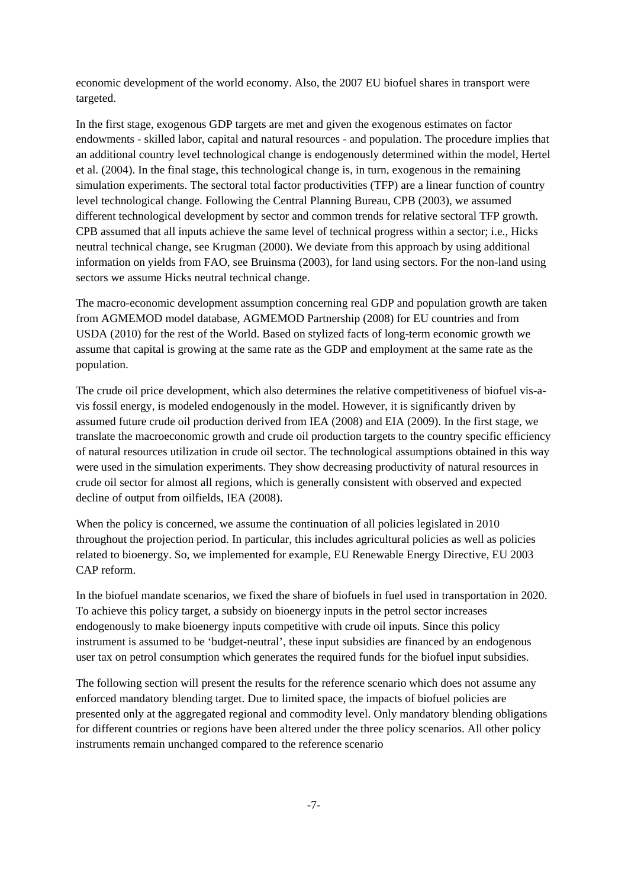economic development of the world economy. Also, the 2007 EU biofuel shares in transport were targeted.

In the first stage, exogenous GDP targets are met and given the exogenous estimates on factor endowments - skilled labor, capital and natural resources - and population. The procedure implies that an additional country level technological change is endogenously determined within the model, Hertel et al. (2004). In the final stage, this technological change is, in turn, exogenous in the remaining simulation experiments. The sectoral total factor productivities (TFP) are a linear function of country level technological change. Following the Central Planning Bureau, CPB (2003), we assumed different technological development by sector and common trends for relative sectoral TFP growth. CPB assumed that all inputs achieve the same level of technical progress within a sector; i.e., Hicks neutral technical change, see Krugman (2000). We deviate from this approach by using additional information on yields from FAO, see Bruinsma (2003), for land using sectors. For the non-land using sectors we assume Hicks neutral technical change.

The macro-economic development assumption concerning real GDP and population growth are taken from AGMEMOD model database, AGMEMOD Partnership (2008) for EU countries and from USDA (2010) for the rest of the World. Based on stylized facts of long-term economic growth we assume that capital is growing at the same rate as the GDP and employment at the same rate as the population.

The crude oil price development, which also determines the relative competitiveness of biofuel vis-a-vis fossil energy, is modeled endogenously in the model. However, it is significantly driven by assumed future crude oil production derived from IEA (2008) and EIA (2009). In the first stage, we translate the macroeconomic growth and crude oil production targets to the country specific efficiency of natural resources utilization in crude oil sector. The technological assumptions obtained in this way were used in the simulation experiments. They show decreasing productivity of natural resources in crude oil sector for almost all regions, which is generally consistent with observed and expected decline of output from oilfields, IEA (2008).

When the policy is concerned, we assume the continuation of all policies legislated in 2010 throughout the projection period. In particular, this includes agricultural policies as well as policies related to bioenergy. So, we implemented for example, EU Renewable Energy Directive, EU 2003 CAP reform.

In the biofuel mandate scenarios, we fixed the share of biofuels in fuel used in transportation in 2020. To achieve this policy target, a subsidy on bioenergy inputs in the petrol sector increases endogenously to make bioenergy inputs competitive with crude oil inputs. Since this policy instrument is assumed to be 'budget-neutral', these input subsidies are financed by an endogenous user tax on petrol consumption which generates the required funds for the biofuel input subsidies.

The following section will present the results for the reference scenario which does not assume any enforced mandatory blending target. Due to limited space, the impacts of biofuel policies are presented only at the aggregated regional and commodity level. Only mandatory blending obligations for different countries or regions have been altered under the three policy scenarios. All other policy instruments remain unchanged compared to the reference scenario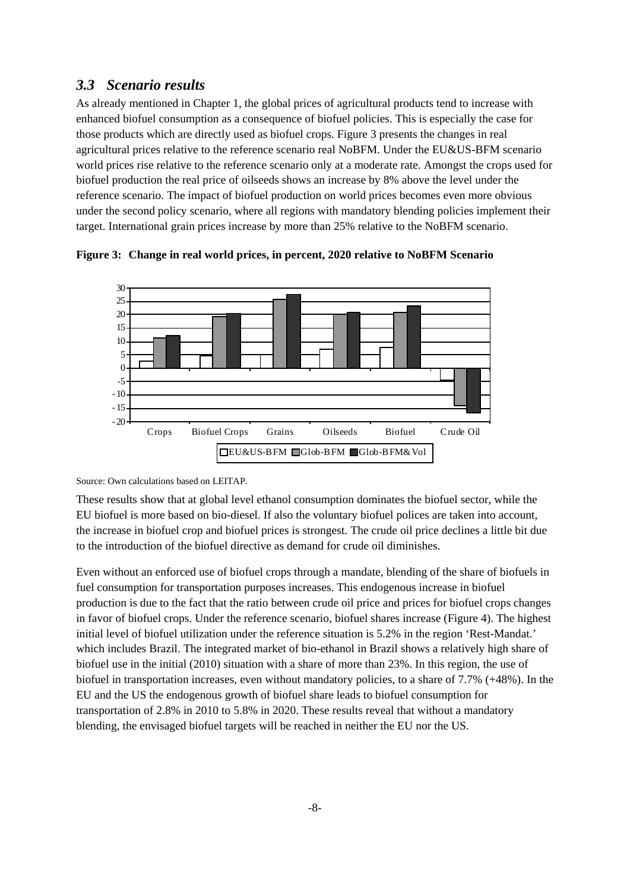### *3.3 Scenario results*

As already mentioned in Chapter 1, the global prices of agricultural products tend to increase with enhanced biofuel consumption as a consequence of biofuel policies. This is especially the case for those products which are directly used as biofuel crops. Figure 3 presents the changes in real agricultural prices relative to the reference scenario real NoBFM. Under the EU&US-BFM scenario world prices rise relative to the reference scenario only at a moderate rate. Amongst the crops used for biofuel production the real price of oilseeds shows an increase by 8% above the level under the reference scenario. The impact of biofuel production on world prices becomes even more obvious under the second policy scenario, where all regions with mandatory blending policies implement their target. International grain prices increase by more than 25% relative to the NoBFM scenario.

**Figure 3: Change in real world prices, in percent, 2020 relative to NoBFM Scenario**

Source: Own calculations based on LEITAP.

These results show that at global level ethanol consumption dominates the biofuel sector, while the EU biofuel is more based on bio-diesel. If also the voluntary biofuel polices are taken into account, the increase in biofuel crop and biofuel prices is strongest. The crude oil price declines a little bit due to the introduction of the biofuel directive as demand for crude oil diminishes.

Even without an enforced use of biofuel crops through a mandate, blending of the share of biofuels in fuel consumption for transportation purposes increases. This endogenous increase in biofuel production is due to the fact that the ratio between crude oil price and prices for biofuel crops changes in favor of biofuel crops. Under the reference scenario, biofuel shares increase (Figure 4). The highest initial level of biofuel utilization under the reference situation is 5.2% in the region 'Rest-Mandat.' which includes Brazil. The integrated market of bio-ethanol in Brazil shows a relatively high share of biofuel use in the initial (2010) situation with a share of more than 23%. In this region, the use of biofuel in transportation increases, even without mandatory policies, to a share of 7.7% (+48%). In the EU and the US the endogenous growth of biofuel share leads to biofuel consumption for transportation of 2.8% in 2010 to 5.8% in 2020. These results reveal that without a mandatory blending, the envisaged biofuel targets will be reached in neither the EU nor the US.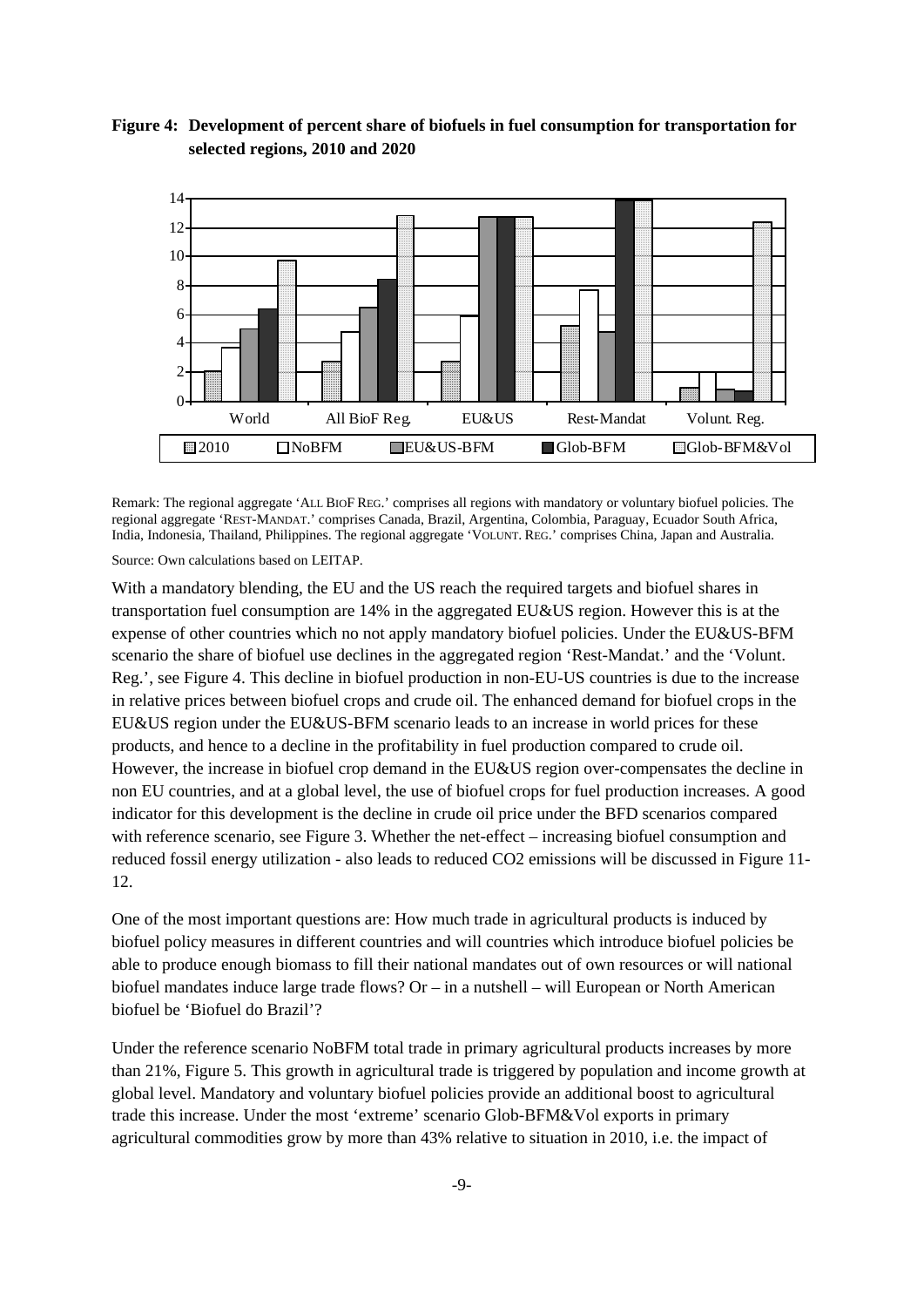**Figure 4: Development of percent share of biofuels in fuel consumption for transportation for selected regions, 2010 and 2020**

Remark: The regional aggregate 'ALL BIOF REG.' comprises all regions with mandatory or voluntary biofuel policies. The regional aggregate 'REST-MANDAT.' comprises Canada, Brazil, Argentina, Colombia, Paraguay, Ecuador South Africa, India, Indonesia, Thailand, Philippines. The regional aggregate 'VOLUNT. REG.' comprises China, Japan and Australia.

Source: Own calculations based on LEITAP.

With a mandatory blending, the EU and the US reach the required targets and biofuel shares in transportation fuel consumption are 14% in the aggregated EU&US region. However this is at the expense of other countries which no not apply mandatory biofuel policies. Under the EU&US-BFM scenario the share of biofuel use declines in the aggregated region 'Rest-Mandat.' and the 'Volunt. Reg.', see Figure 4. This decline in biofuel production in non-EU-US countries is due to the increase in relative prices between biofuel crops and crude oil. The enhanced demand for biofuel crops in the EU&US region under the EU&US-BFM scenario leads to an increase in world prices for these products, and hence to a decline in the profitability in fuel production compared to crude oil. However, the increase in biofuel crop demand in the EU&US region over-compensates the decline in non EU countries, and at a global level, the use of biofuel crops for fuel production increases. A good indicator for this development is the decline in crude oil price under the BFD scenarios compared with reference scenario, see Figure 3. Whether the net-effect – increasing biofuel consumption and reduced fossil energy utilization - also leads to reduced CO2 emissions will be discussed in Figure 11-12.

One of the most important questions are: How much trade in agricultural products is induced by biofuel policy measures in different countries and will countries which introduce biofuel policies be able to produce enough biomass to fill their national mandates out of own resources or will national biofuel mandates induce large trade flows? Or – in a nutshell – will European or North American biofuel be 'Biofuel do Brazil'?

Under the reference scenario NoBFM total trade in primary agricultural products increases by more than 21%, Figure 5. This growth in agricultural trade is triggered by population and income growth at global level. Mandatory and voluntary biofuel policies provide an additional boost to agricultural trade this increase. Under the most 'extreme' scenario Glob-BFM&Vol exports in primary agricultural commodities grow by more than 43% relative to situation in 2010, i.e. the impact of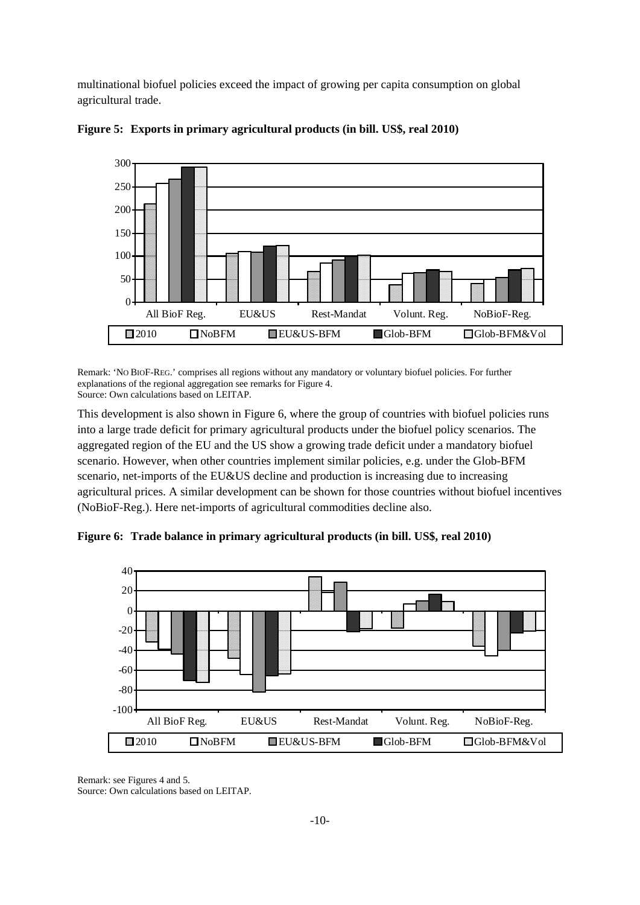multinational biofuel policies exceed the impact of growing per capita consumption on global agricultural trade.

**Figure 5: Exports in primary agricultural products (in bill. US$, real 2010)**

Remark: 'NO BIOF-REG.' comprises all regions without any mandatory or voluntary biofuel policies. For further explanations of the regional aggregation see remarks for Figure 4.
Source: Own calculations based on LEITAP.

This development is also shown in Figure 6, where the group of countries with biofuel policies runs into a large trade deficit for primary agricultural products under the biofuel policy scenarios. The aggregated region of the EU and the US show a growing trade deficit under a mandatory biofuel scenario. However, when other countries implement similar policies, e.g. under the Glob-BFM scenario, net-imports of the EU&US decline and production is increasing due to increasing agricultural prices. A similar development can be shown for those countries without biofuel incentives (NoBioF-Reg.). Here net-imports of agricultural commodities decline also.

**Figure 6: Trade balance in primary agricultural products (in bill. US$, real 2010)**

Remark: see Figures 4 and 5.
Source: Own calculations based on LEITAP.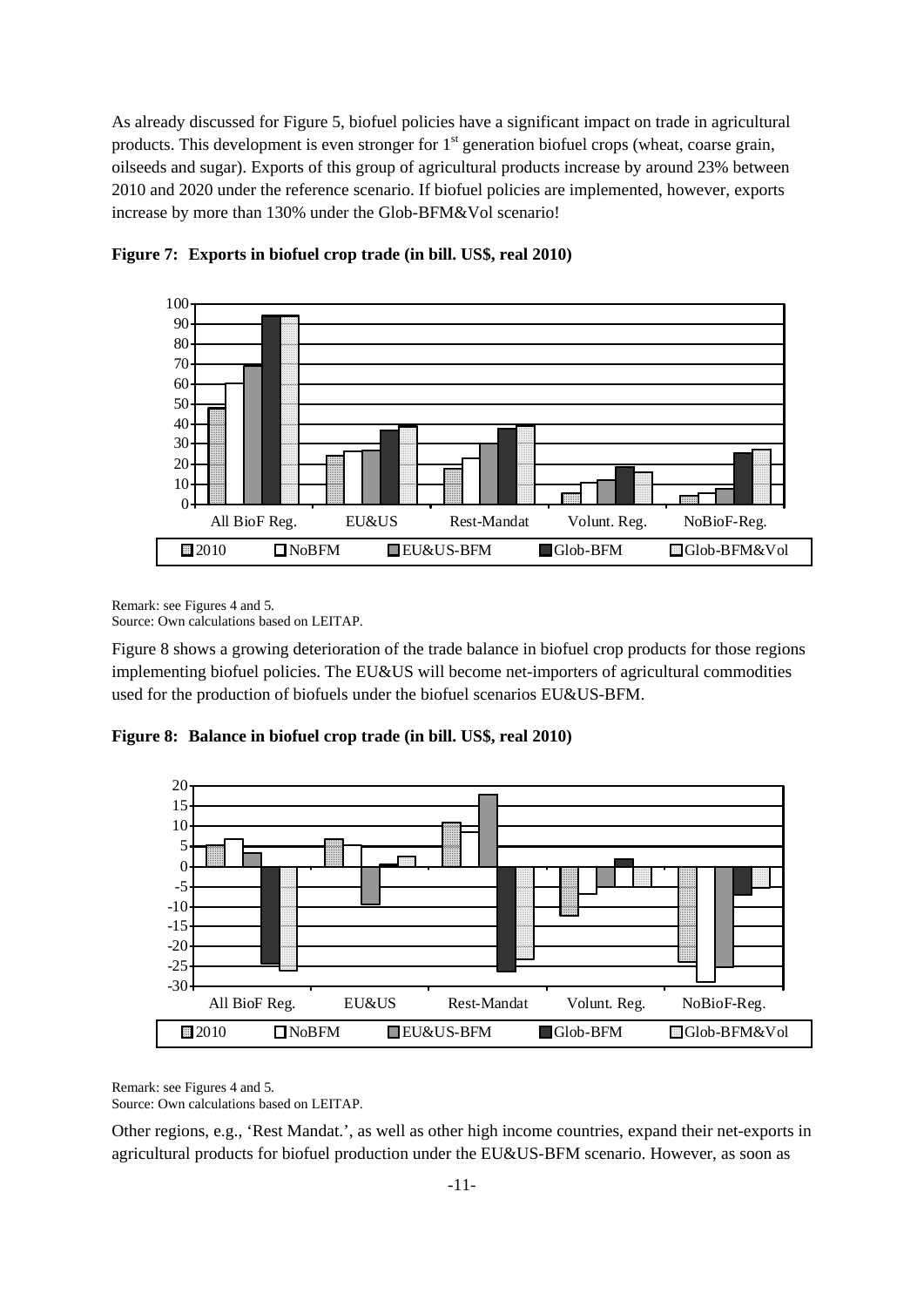As already discussed for Figure 5, biofuel policies have a significant impact on trade in agricultural products. This development is even stronger for 1[st] generation biofuel crops (wheat, coarse grain, oilseeds and sugar). Exports of this group of agricultural products increase by around 23% between 2010 and 2020 under the reference scenario. If biofuel policies are implemented, however, exports increase by more than 130% under the Glob-BFM&Vol scenario!

**Figure 7: Exports in biofuel crop trade (in bill. US$, real 2010)**

Remark: see Figures 4 and 5.
Source: Own calculations based on LEITAP.

Figure 8 shows a growing deterioration of the trade balance in biofuel crop products for those regions implementing biofuel policies. The EU&US will become net-importers of agricultural commodities used for the production of biofuels under the biofuel scenarios EU&US-BFM.

**Figure 8: Balance in biofuel crop trade (in bill. US$, real 2010)**

Remark: see Figures 4 and 5.
Source: Own calculations based on LEITAP.

Other regions, e.g., 'Rest Mandat.', as well as other high income countries, expand their net-exports in agricultural products for biofuel production under the EU&US-BFM scenario. However, as soon as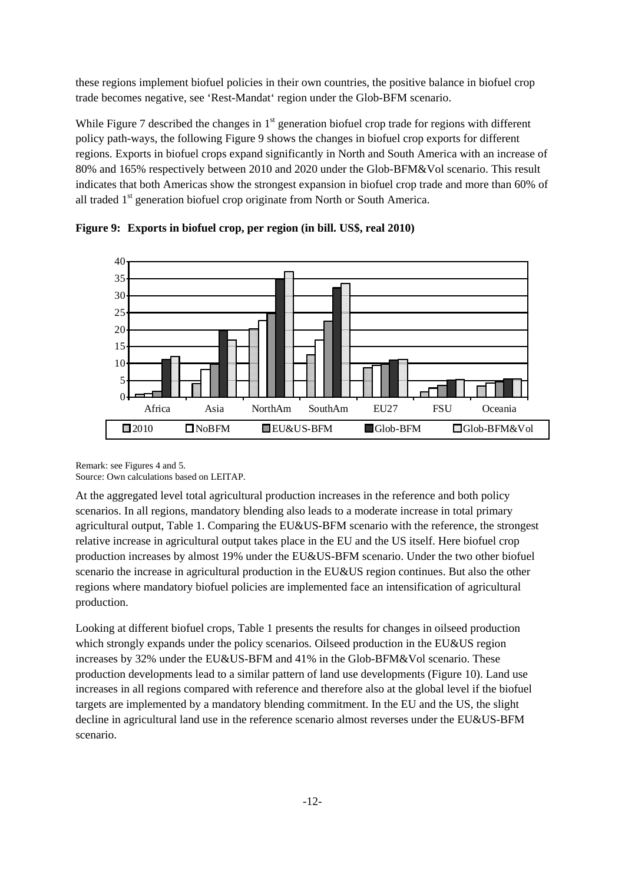these regions implement biofuel policies in their own countries, the positive balance in biofuel crop trade becomes negative, see 'Rest-Mandat' region under the Glob-BFM scenario.

While Figure 7 described the changes in 1st generation biofuel crop trade for regions with different policy path-ways, the following Figure 9 shows the changes in biofuel crop exports for different regions. Exports in biofuel crops expand significantly in North and South America with an increase of 80% and 165% respectively between 2010 and 2020 under the Glob-BFM&Vol scenario. This result indicates that both Americas show the strongest expansion in biofuel crop trade and more than 60% of all traded 1st generation biofuel crop originate from North or South America.

**Figure 9: Exports in biofuel crop, per region (in bill. US$, real 2010)**

Remark: see Figures 4 and 5.
Source: Own calculations based on LEITAP.

At the aggregated level total agricultural production increases in the reference and both policy scenarios. In all regions, mandatory blending also leads to a moderate increase in total primary agricultural output, Table 1. Comparing the EU&US-BFM scenario with the reference, the strongest relative increase in agricultural output takes place in the EU and the US itself. Here biofuel crop production increases by almost 19% under the EU&US-BFM scenario. Under the two other biofuel scenario the increase in agricultural production in the EU&US region continues. But also the other regions where mandatory biofuel policies are implemented face an intensification of agricultural production.

Looking at different biofuel crops, Table 1 presents the results for changes in oilseed production which strongly expands under the policy scenarios. Oilseed production in the EU&US region increases by 32% under the EU&US-BFM and 41% in the Glob-BFM&Vol scenario. These production developments lead to a similar pattern of land use developments (Figure 10). Land use increases in all regions compared with reference and therefore also at the global level if the biofuel targets are implemented by a mandatory blending commitment. In the EU and the US, the slight decline in agricultural land use in the reference scenario almost reverses under the EU&US-BFM scenario.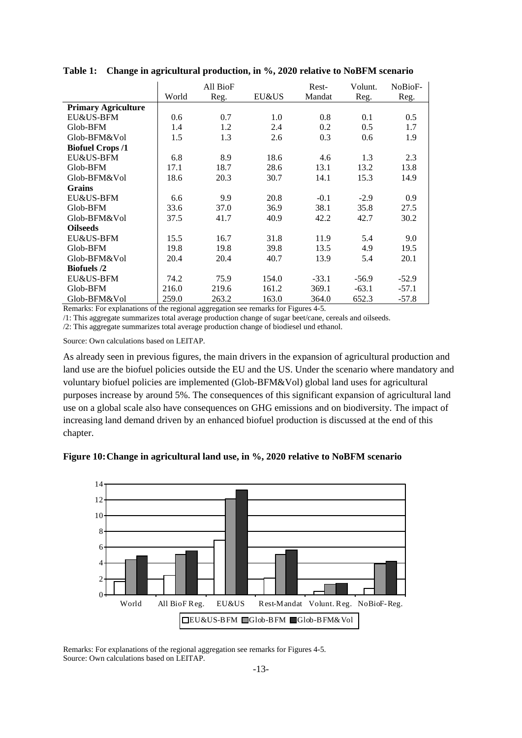**Table 1: Change in agricultural production, in %, 2020 relative to NoBFM scenario**

| | World | All BioF Reg. | EU&US | Rest-Mandat | Volunt. Reg. | NoBioF-Reg. |
|---|---|---|---|---|---|---|
| **Primary Agriculture** | | | | | | |
| EU&US-BFM | 0.6 | 0.7 | 1.0 | 0.8 | 0.1 | 0.5 |
| Glob-BFM | 1.4 | 1.2 | 2.4 | 0.2 | 0.5 | 1.7 |
| Glob-BFM&Vol | 1.5 | 1.3 | 2.6 | 0.3 | 0.6 | 1.9 |
| **Biofuel Crops /1** | | | | | | |
| EU&US-BFM | 6.8 | 8.9 | 18.6 | 4.6 | 1.3 | 2.3 |
| Glob-BFM | 17.1 | 18.7 | 28.6 | 13.1 | 13.2 | 13.8 |
| Glob-BFM&Vol | 18.6 | 20.3 | 30.7 | 14.1 | 15.3 | 14.9 |
| **Grains** | | | | | | |
| EU&US-BFM | 6.6 | 9.9 | 20.8 | -0.1 | -2.9 | 0.9 |
| Glob-BFM | 33.6 | 37.0 | 36.9 | 38.1 | 35.8 | 27.5 |
| Glob-BFM&Vol | 37.5 | 41.7 | 40.9 | 42.2 | 42.7 | 30.2 |
| **Oilseeds** | | | | | | |
| EU&US-BFM | 15.5 | 16.7 | 31.8 | 11.9 | 5.4 | 9.0 |
| Glob-BFM | 19.8 | 19.8 | 39.8 | 13.5 | 4.9 | 19.5 |
| Glob-BFM&Vol | 20.4 | 20.4 | 40.7 | 13.9 | 5.4 | 20.1 |
| **Biofuels /2** | | | | | | |
| EU&US-BFM | 74.2 | 75.9 | 154.0 | -33.1 | -56.9 | -52.9 |
| Glob-BFM | 216.0 | 219.6 | 161.2 | 369.1 | -63.1 | -57.1 |
| Glob-BFM&Vol | 259.0 | 263.2 | 163.0 | 364.0 | 652.3 | -57.8 |

Remarks: For explanations of the regional aggregation see remarks for Figures 4-5.

/1: This aggregate summarizes total average production change of sugar beet/cane, cereals and oilseeds.

/2: This aggregate summarizes total average production change of biodiesel und ethanol.

Source: Own calculations based on LEITAP.

As already seen in previous figures, the main drivers in the expansion of agricultural production and land use are the biofuel policies outside the EU and the US. Under the scenario where mandatory and voluntary biofuel policies are implemented (Glob-BFM&Vol) global land uses for agricultural purposes increase by around 5%. The consequences of this significant expansion of agricultural land use on a global scale also have consequences on GHG emissions and on biodiversity. The impact of increasing land demand driven by an enhanced biofuel production is discussed at the end of this chapter.

**Figure 10: Change in agricultural land use, in %, 2020 relative to NoBFM scenario**

Remarks: For explanations of the regional aggregation see remarks for Figures 4-5.
Source: Own calculations based on LEITAP.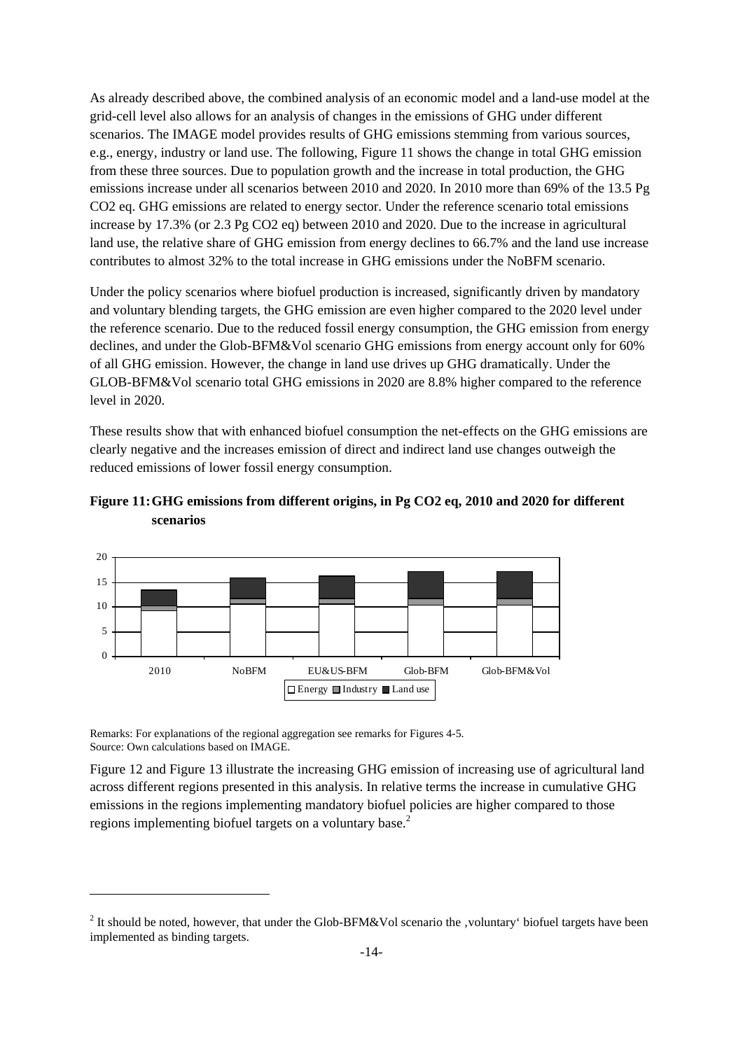As already described above, the combined analysis of an economic model and a land-use model at the grid-cell level also allows for an analysis of changes in the emissions of GHG under different scenarios. The IMAGE model provides results of GHG emissions stemming from various sources, e.g., energy, industry or land use. The following, Figure 11 shows the change in total GHG emission from these three sources. Due to population growth and the increase in total production, the GHG emissions increase under all scenarios between 2010 and 2020. In 2010 more than 69% of the 13.5 Pg $CO_2$ eq. GHG emissions are related to energy sector. Under the reference scenario total emissions increase by 17.3% (or 2.3 Pg $CO_2$ eq) between 2010 and 2020. Due to the increase in agricultural land use, the relative share of GHG emission from energy declines to 66.7% and the land use increase contributes to almost 32% to the total increase in GHG emissions under the NoBFM scenario.

Under the policy scenarios where biofuel production is increased, significantly driven by mandatory and voluntary blending targets, the GHG emission are even higher compared to the 2020 level under the reference scenario. Due to the reduced fossil energy consumption, the GHG emission from energy declines, and under the Glob-BFM&Vol scenario GHG emissions from energy account only for 60% of all GHG emission. However, the change in land use drives up GHG dramatically. Under the GLOB-BFM&Vol scenario total GHG emissions in 2020 are 8.8% higher compared to the reference level in 2020.

These results show that with enhanced biofuel consumption the net-effects on the GHG emissions are clearly negative and the increases emission of direct and indirect land use changes outweigh the reduced emissions of lower fossil energy consumption.

**Figure 11: GHG emissions from different origins, in Pg $CO_2$ eq, 2010 and 2020 for different scenarios**

Remarks: For explanations of the regional aggregation see remarks for Figures 4-5.
Source: Own calculations based on IMAGE.

Figure 12 and Figure 13 illustrate the increasing GHG emission of increasing use of agricultural land across different regions presented in this analysis. In relative terms the increase in cumulative GHG emissions in the regions implementing mandatory biofuel policies are higher compared to those regions implementing biofuel targets on a voluntary base.[2]

---

[2] It should be noted, however, that under the Glob-BFM&Vol scenario the ‚voluntary‘ biofuel targets have been implemented as binding targets.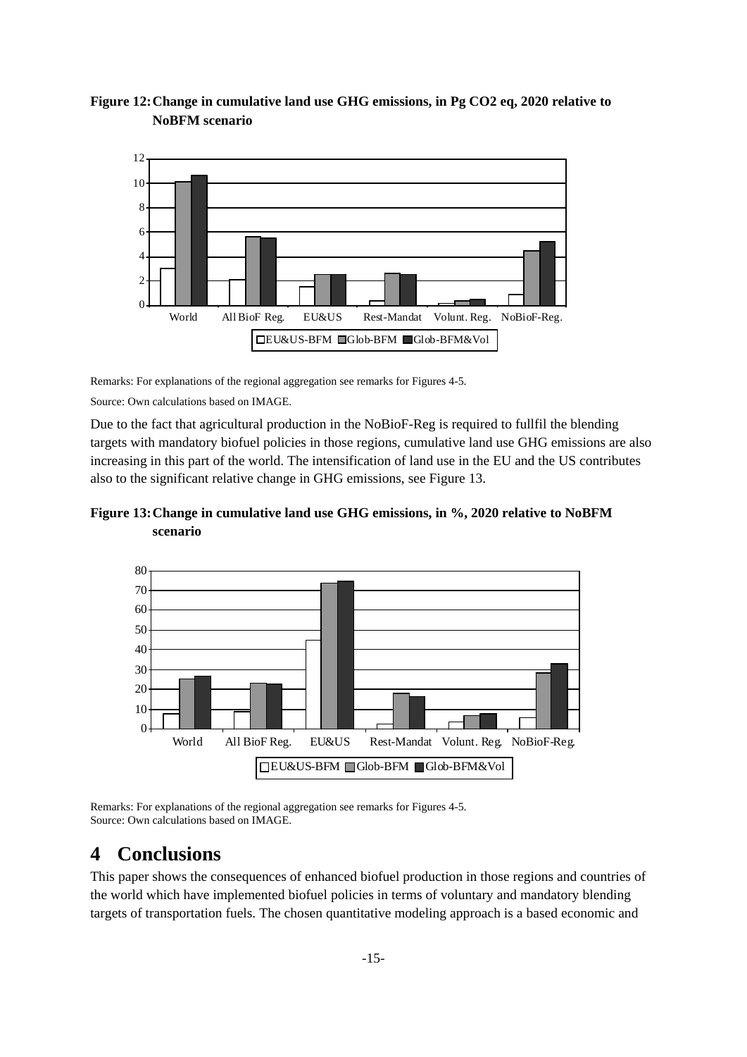**Figure 12: Change in cumulative land use GHG emissions, in Pg CO2 eq, 2020 relative to NoBFM scenario**

Remarks: For explanations of the regional aggregation see remarks for Figures 4-5.

Source: Own calculations based on IMAGE.

Due to the fact that agricultural production in the NoBioF-Reg is required to fullfil the blending targets with mandatory biofuel policies in those regions, cumulative land use GHG emissions are also increasing in this part of the world. The intensification of land use in the EU and the US contributes also to the significant relative change in GHG emissions, see Figure 13.

**Figure 13: Change in cumulative land use GHG emissions, in %, 2020 relative to NoBFM scenario**

Remarks: For explanations of the regional aggregation see remarks for Figures 4-5.
Source: Own calculations based on IMAGE.

# 4 Conclusions

This paper shows the consequences of enhanced biofuel production in those regions and countries of the world which have implemented biofuel policies in terms of voluntary and mandatory blending targets of transportation fuels. The chosen quantitative modeling approach is a based economic and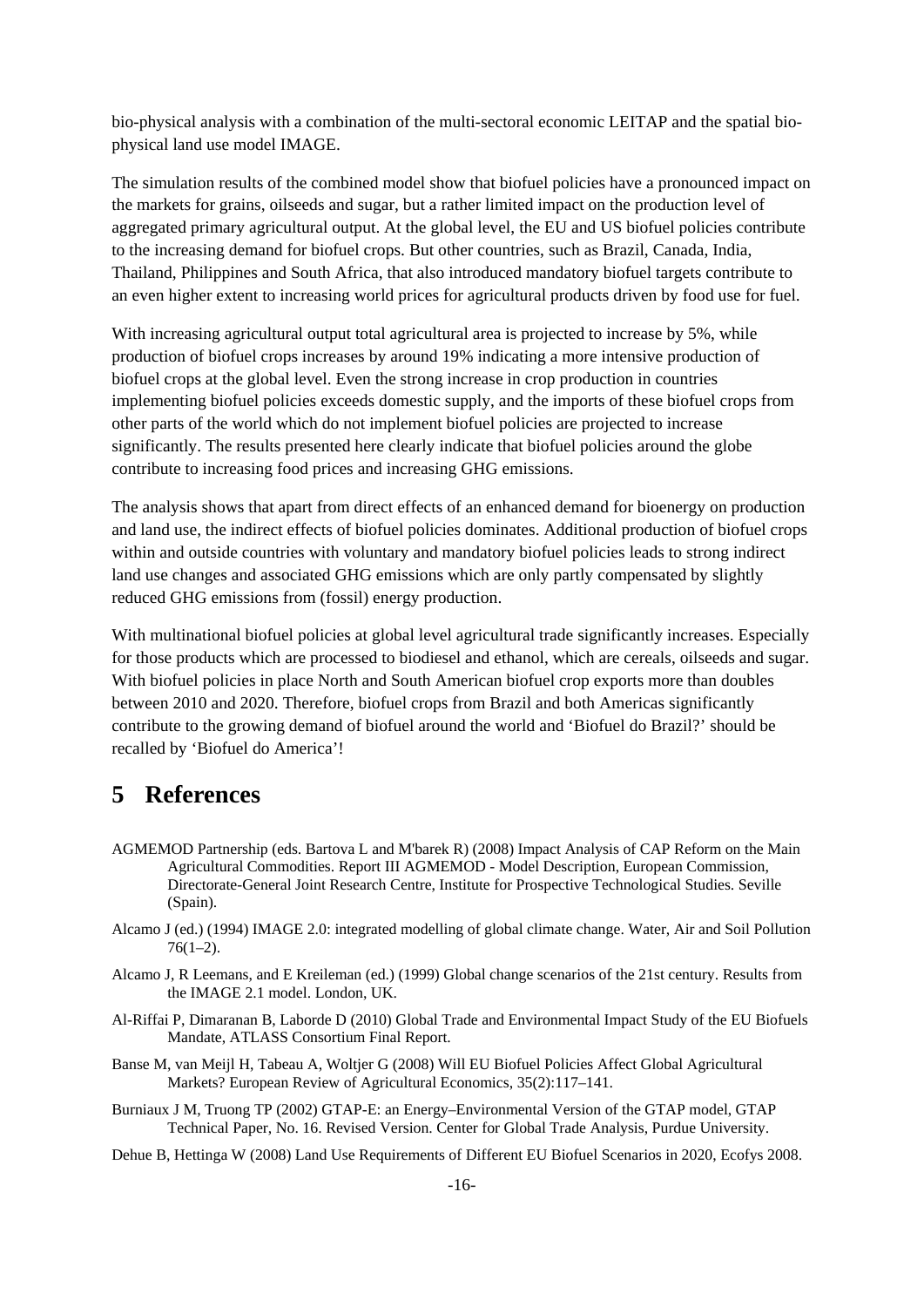bio-physical analysis with a combination of the multi-sectoral economic LEITAP and the spatial bio-physical land use model IMAGE.

The simulation results of the combined model show that biofuel policies have a pronounced impact on the markets for grains, oilseeds and sugar, but a rather limited impact on the production level of aggregated primary agricultural output. At the global level, the EU and US biofuel policies contribute to the increasing demand for biofuel crops. But other countries, such as Brazil, Canada, India, Thailand, Philippines and South Africa, that also introduced mandatory biofuel targets contribute to an even higher extent to increasing world prices for agricultural products driven by food use for fuel.

With increasing agricultural output total agricultural area is projected to increase by 5%, while production of biofuel crops increases by around 19% indicating a more intensive production of biofuel crops at the global level. Even the strong increase in crop production in countries implementing biofuel policies exceeds domestic supply, and the imports of these biofuel crops from other parts of the world which do not implement biofuel policies are projected to increase significantly. The results presented here clearly indicate that biofuel policies around the globe contribute to increasing food prices and increasing GHG emissions.

The analysis shows that apart from direct effects of an enhanced demand for bioenergy on production and land use, the indirect effects of biofuel policies dominates. Additional production of biofuel crops within and outside countries with voluntary and mandatory biofuel policies leads to strong indirect land use changes and associated GHG emissions which are only partly compensated by slightly reduced GHG emissions from (fossil) energy production.

With multinational biofuel policies at global level agricultural trade significantly increases. Especially for those products which are processed to biodiesel and ethanol, which are cereals, oilseeds and sugar. With biofuel policies in place North and South American biofuel crop exports more than doubles between 2010 and 2020. Therefore, biofuel crops from Brazil and both Americas significantly contribute to the growing demand of biofuel around the world and 'Biofuel do Brazil?' should be recalled by 'Biofuel do America'!

# 5 References

AGMEMOD Partnership (eds. Bartova L and M'barek R) (2008) Impact Analysis of CAP Reform on the Main Agricultural Commodities. Report III AGMEMOD - Model Description, European Commission, Directorate-General Joint Research Centre, Institute for Prospective Technological Studies. Seville (Spain).

Alcamo J (ed.) (1994) IMAGE 2.0: integrated modelling of global climate change. Water, Air and Soil Pollution 76(1–2).

Alcamo J, R Leemans, and E Kreileman (ed.) (1999) Global change scenarios of the 21st century. Results from the IMAGE 2.1 model. London, UK.

Al-Riffai P, Dimaranan B, Laborde D (2010) Global Trade and Environmental Impact Study of the EU Biofuels Mandate, ATLASS Consortium Final Report.

Banse M, van Meijl H, Tabeau A, Woltjer G (2008) Will EU Biofuel Policies Affect Global Agricultural Markets? European Review of Agricultural Economics, 35(2):117–141.

Burniaux J M, Truong TP (2002) GTAP-E: an Energy–Environmental Version of the GTAP model, GTAP Technical Paper, No. 16. Revised Version. Center for Global Trade Analysis, Purdue University.

Dehue B, Hettinga W (2008) Land Use Requirements of Different EU Biofuel Scenarios in 2020, Ecofys 2008.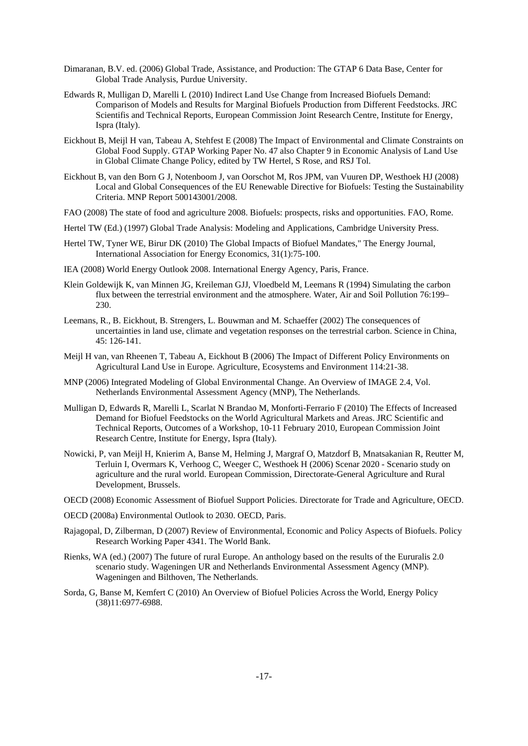Dimaranan, B.V. ed. (2006) Global Trade, Assistance, and Production: The GTAP 6 Data Base, Center for Global Trade Analysis, Purdue University.

Edwards R, Mulligan D, Marelli L (2010) Indirect Land Use Change from Increased Biofuels Demand: Comparison of Models and Results for Marginal Biofuels Production from Different Feedstocks. JRC Scientifis and Technical Reports, European Commission Joint Research Centre, Institute for Energy, Ispra (Italy).

Eickhout B, Meijl H van, Tabeau A, Stehfest E (2008) The Impact of Environmental and Climate Constraints on Global Food Supply. GTAP Working Paper No. 47 also Chapter 9 in Economic Analysis of Land Use in Global Climate Change Policy, edited by TW Hertel, S Rose, and RSJ Tol.

Eickhout B, van den Born G J, Notenboom J, van Oorschot M, Ros JPM, van Vuuren DP, Westhoek HJ (2008) Local and Global Consequences of the EU Renewable Directive for Biofuels: Testing the Sustainability Criteria. MNP Report 500143001/2008.

FAO (2008) The state of food and agriculture 2008. Biofuels: prospects, risks and opportunities. FAO, Rome.

Hertel TW (Ed.) (1997) Global Trade Analysis: Modeling and Applications, Cambridge University Press.

Hertel TW, Tyner WE, Birur DK (2010) The Global Impacts of Biofuel Mandates," The Energy Journal, International Association for Energy Economics, 31(1):75-100.

IEA (2008) World Energy Outlook 2008. International Energy Agency, Paris, France.

Klein Goldewijk K, van Minnen JG, Kreileman GJJ, Vloedbeld M, Leemans R (1994) Simulating the carbon flux between the terrestrial environment and the atmosphere. Water, Air and Soil Pollution 76:199–230.

Leemans, R., B. Eickhout, B. Strengers, L. Bouwman and M. Schaeffer (2002) The consequences of uncertainties in land use, climate and vegetation responses on the terrestrial carbon. Science in China, 45: 126-141.

Meijl H van, van Rheenen T, Tabeau A, Eickhout B (2006) The Impact of Different Policy Environments on Agricultural Land Use in Europe. Agriculture, Ecosystems and Environment 114:21-38.

MNP (2006) Integrated Modeling of Global Environmental Change. An Overview of IMAGE 2.4, Vol. Netherlands Environmental Assessment Agency (MNP), The Netherlands.

Mulligan D, Edwards R, Marelli L, Scarlat N Brandao M, Monforti-Ferrario F (2010) The Effects of Increased Demand for Biofuel Feedstocks on the World Agricultural Markets and Areas. JRC Scientific and Technical Reports, Outcomes of a Workshop, 10-11 February 2010, European Commission Joint Research Centre, Institute for Energy, Ispra (Italy).

Nowicki, P, van Meijl H, Knierim A, Banse M, Helming J, Margraf O, Matzdorf B, Mnatsakanian R, Reutter M, Terluin I, Overmars K, Verhoog C, Weeger C, Westhoek H (2006) Scenar 2020 - Scenario study on agriculture and the rural world. European Commission, Directorate-General Agriculture and Rural Development, Brussels.

OECD (2008) Economic Assessment of Biofuel Support Policies. Directorate for Trade and Agriculture, OECD.

OECD (2008a) Environmental Outlook to 2030. OECD, Paris.

Rajagopal, D, Zilberman, D (2007) Review of Environmental, Economic and Policy Aspects of Biofuels. Policy Research Working Paper 4341. The World Bank.

Rienks, WA (ed.) (2007) The future of rural Europe. An anthology based on the results of the Eururalis 2.0 scenario study. Wageningen UR and Netherlands Environmental Assessment Agency (MNP). Wageningen and Bilthoven, The Netherlands.

Sorda, G, Banse M, Kemfert C (2010) An Overview of Biofuel Policies Across the World, Energy Policy (38)11:6977-6988.